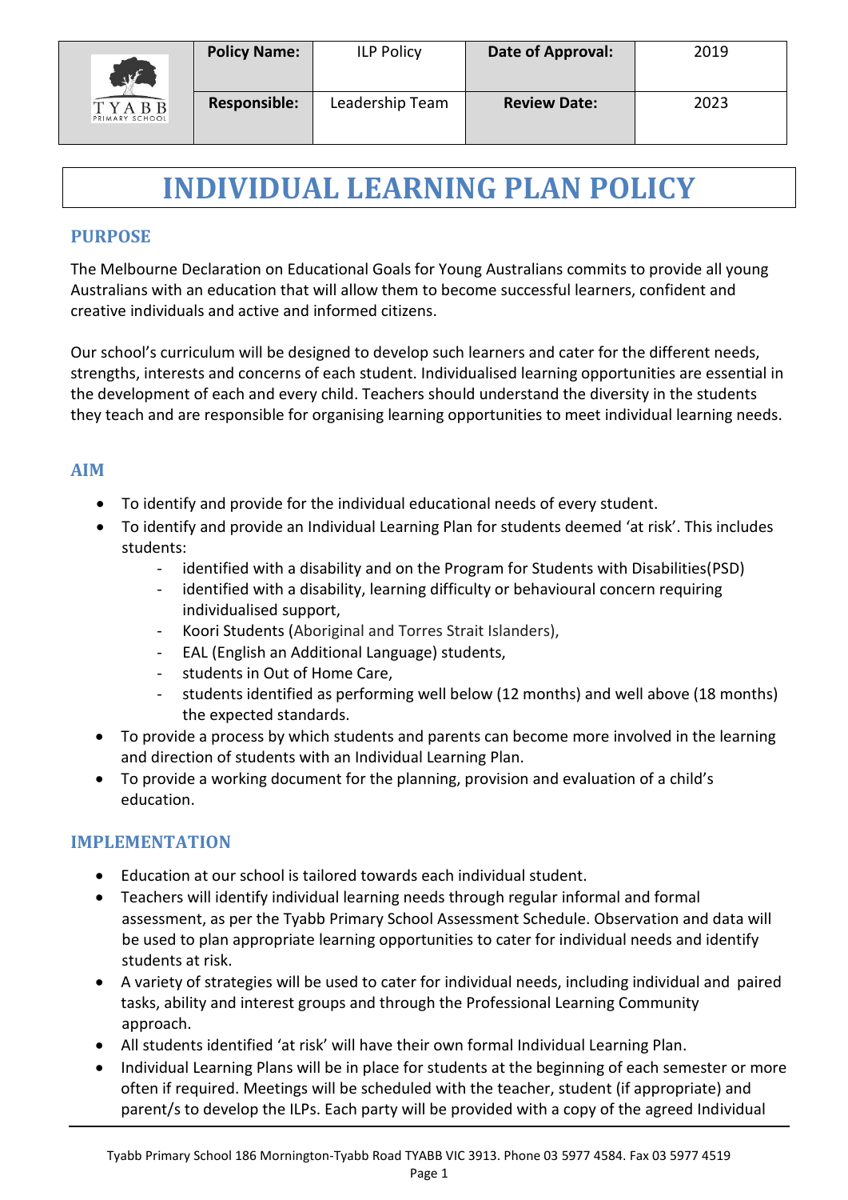| | Policy Name: | ILP Policy | Date of Approval: | 2019 |
|---|---|---|---|---|
| TYABB PRIMARY SCHOOL | Responsible: | Leadership Team | Review Date: | 2023 |

# INDIVIDUAL LEARNING PLAN POLICY

## PURPOSE

The Melbourne Declaration on Educational Goals for Young Australians commits to provide all young Australians with an education that will allow them to become successful learners, confident and creative individuals and active and informed citizens.

Our school's curriculum will be designed to develop such learners and cater for the different needs, strengths, interests and concerns of each student. Individualised learning opportunities are essential in the development of each and every child. Teachers should understand the diversity in the students they teach and are responsible for organising learning opportunities to meet individual learning needs.

## AIM

- To identify and provide for the individual educational needs of every student.
- To identify and provide an Individual Learning Plan for students deemed 'at risk'. This includes students:
  - identified with a disability and on the Program for Students with Disabilities(PSD)
  - identified with a disability, learning difficulty or behavioural concern requiring individualised support,
  - Koori Students (Aboriginal and Torres Strait Islanders),
  - EAL (English an Additional Language) students,
  - students in Out of Home Care,
  - students identified as performing well below (12 months) and well above (18 months) the expected standards.
- To provide a process by which students and parents can become more involved in the learning and direction of students with an Individual Learning Plan.
- To provide a working document for the planning, provision and evaluation of a child's education.

## IMPLEMENTATION

- Education at our school is tailored towards each individual student.
- Teachers will identify individual learning needs through regular informal and formal assessment, as per the Tyabb Primary School Assessment Schedule. Observation and data will be used to plan appropriate learning opportunities to cater for individual needs and identify students at risk.
- A variety of strategies will be used to cater for individual needs, including individual and paired tasks, ability and interest groups and through the Professional Learning Community approach.
- All students identified 'at risk' will have their own formal Individual Learning Plan.
- Individual Learning Plans will be in place for students at the beginning of each semester or more often if required. Meetings will be scheduled with the teacher, student (if appropriate) and parent/s to develop the ILPs. Each party will be provided with a copy of the agreed Individual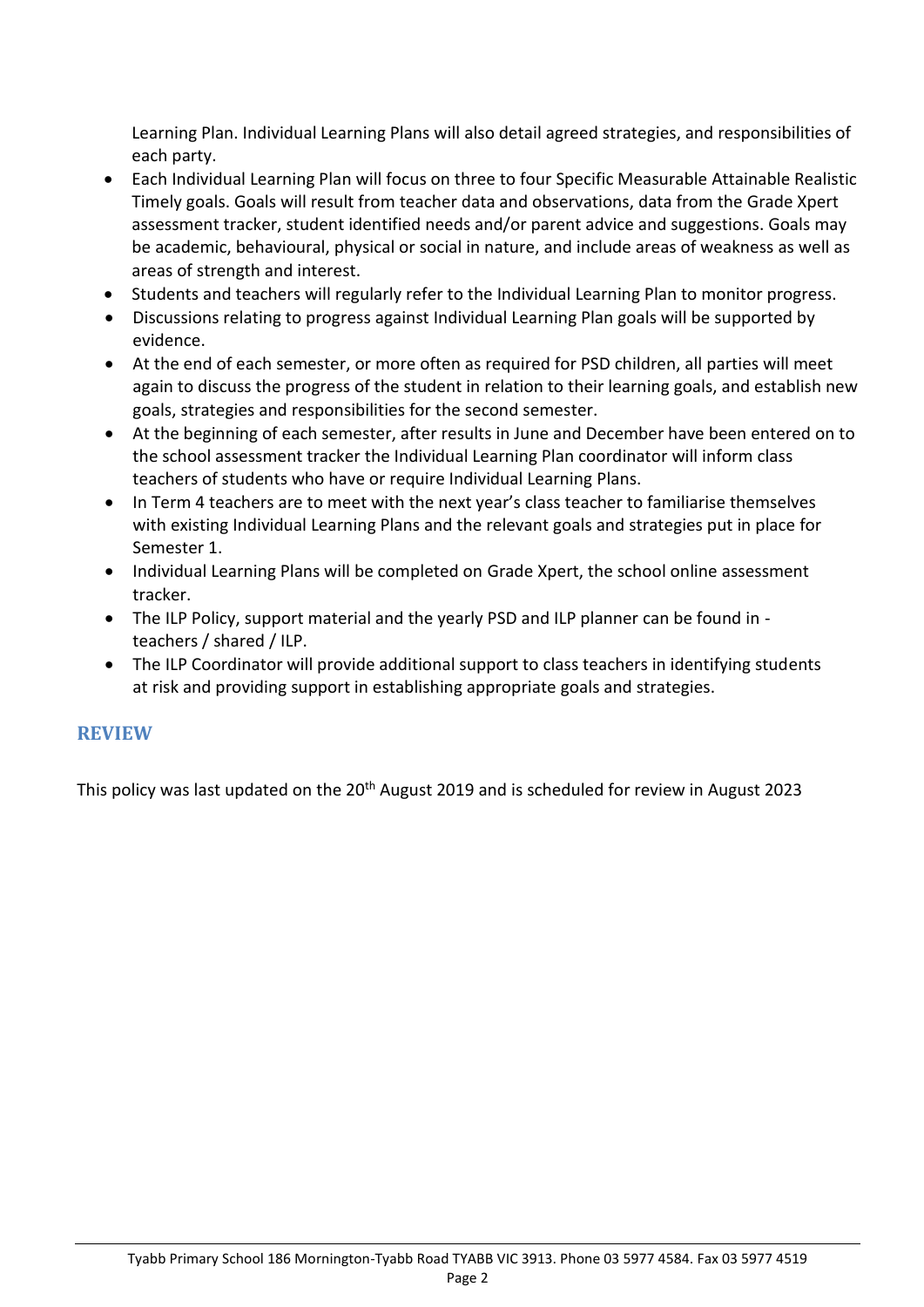Learning Plan. Individual Learning Plans will also detail agreed strategies, and responsibilities of each party.

- Each Individual Learning Plan will focus on three to four Specific Measurable Attainable Realistic Timely goals. Goals will result from teacher data and observations, data from the Grade Xpert assessment tracker, student identified needs and/or parent advice and suggestions. Goals may be academic, behavioural, physical or social in nature, and include areas of weakness as well as areas of strength and interest.
- Students and teachers will regularly refer to the Individual Learning Plan to monitor progress.
- Discussions relating to progress against Individual Learning Plan goals will be supported by evidence.
- At the end of each semester, or more often as required for PSD children, all parties will meet again to discuss the progress of the student in relation to their learning goals, and establish new goals, strategies and responsibilities for the second semester.
- At the beginning of each semester, after results in June and December have been entered on to the school assessment tracker the Individual Learning Plan coordinator will inform class teachers of students who have or require Individual Learning Plans.
- In Term 4 teachers are to meet with the next year's class teacher to familiarise themselves with existing Individual Learning Plans and the relevant goals and strategies put in place for Semester 1.
- Individual Learning Plans will be completed on Grade Xpert, the school online assessment tracker.
- The ILP Policy, support material and the yearly PSD and ILP planner can be found in - teachers / shared / ILP.
- The ILP Coordinator will provide additional support to class teachers in identifying students at risk and providing support in establishing appropriate goals and strategies.

## REVIEW

This policy was last updated on the 20th August 2019 and is scheduled for review in August 2023